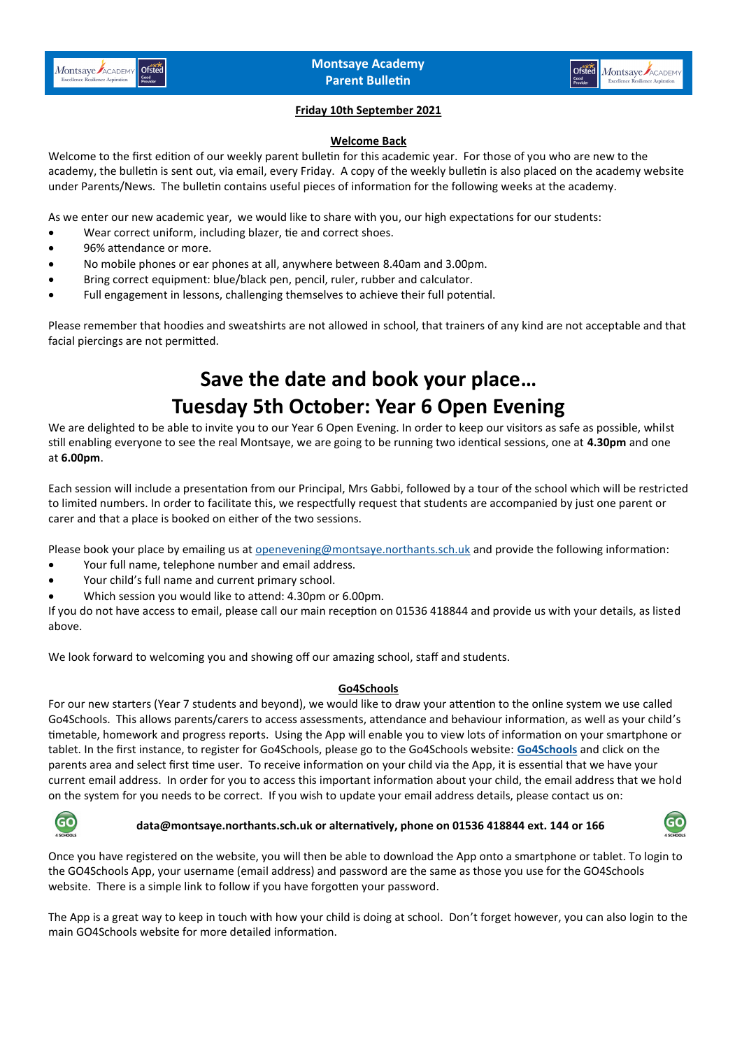# Montsaye Academy
# Parent Bulletin

**Friday 10th September 2021**

## Welcome Back

Welcome to the first edition of our weekly parent bulletin for this academic year. For those of you who are new to the academy, the bulletin is sent out, via email, every Friday. A copy of the weekly bulletin is also placed on the academy website under Parents/News. The bulletin contains useful pieces of information for the following weeks at the academy.

As we enter our new academic year, we would like to share with you, our high expectations for our students:

- Wear correct uniform, including blazer, tie and correct shoes.
- 96% attendance or more.
- No mobile phones or ear phones at all, anywhere between 8.40am and 3.00pm.
- Bring correct equipment: blue/black pen, pencil, ruler, rubber and calculator.
- Full engagement in lessons, challenging themselves to achieve their full potential.

Please remember that hoodies and sweatshirts are not allowed in school, that trainers of any kind are not acceptable and that facial piercings are not permitted.

# Save the date and book your place…
# Tuesday 5th October: Year 6 Open Evening

We are delighted to be able to invite you to our Year 6 Open Evening. In order to keep our visitors as safe as possible, whilst still enabling everyone to see the real Montsaye, we are going to be running two identical sessions, one at **4.30pm** and one at **6.00pm**.

Each session will include a presentation from our Principal, Mrs Gabbi, followed by a tour of the school which will be restricted to limited numbers. In order to facilitate this, we respectfully request that students are accompanied by just one parent or carer and that a place is booked on either of the two sessions.

Please book your place by emailing us at openevening@montsaye.northants.sch.uk and provide the following information:

- Your full name, telephone number and email address.
- Your child's full name and current primary school.
- Which session you would like to attend: 4.30pm or 6.00pm.

If you do not have access to email, please call our main reception on 01536 418844 and provide us with your details, as listed above.

We look forward to welcoming you and showing off our amazing school, staff and students.

## Go4Schools

For our new starters (Year 7 students and beyond), we would like to draw your attention to the online system we use called Go4Schools. This allows parents/carers to access assessments, attendance and behaviour information, as well as your child's timetable, homework and progress reports. Using the App will enable you to view lots of information on your smartphone or tablet. In the first instance, to register for Go4Schools, please go to the Go4Schools website: **Go4Schools** and click on the parents area and select first time user. To receive information on your child via the App, it is essential that we have your current email address. In order for you to access this important information about your child, the email address that we hold on the system for you needs to be correct. If you wish to update your email address details, please contact us on:

**data@montsaye.northants.sch.uk or alternatively, phone on 01536 418844 ext. 144 or 166**

Once you have registered on the website, you will then be able to download the App onto a smartphone or tablet. To login to the GO4Schools App, your username (email address) and password are the same as those you use for the GO4Schools website. There is a simple link to follow if you have forgotten your password.

The App is a great way to keep in touch with how your child is doing at school. Don't forget however, you can also login to the main GO4Schools website for more detailed information.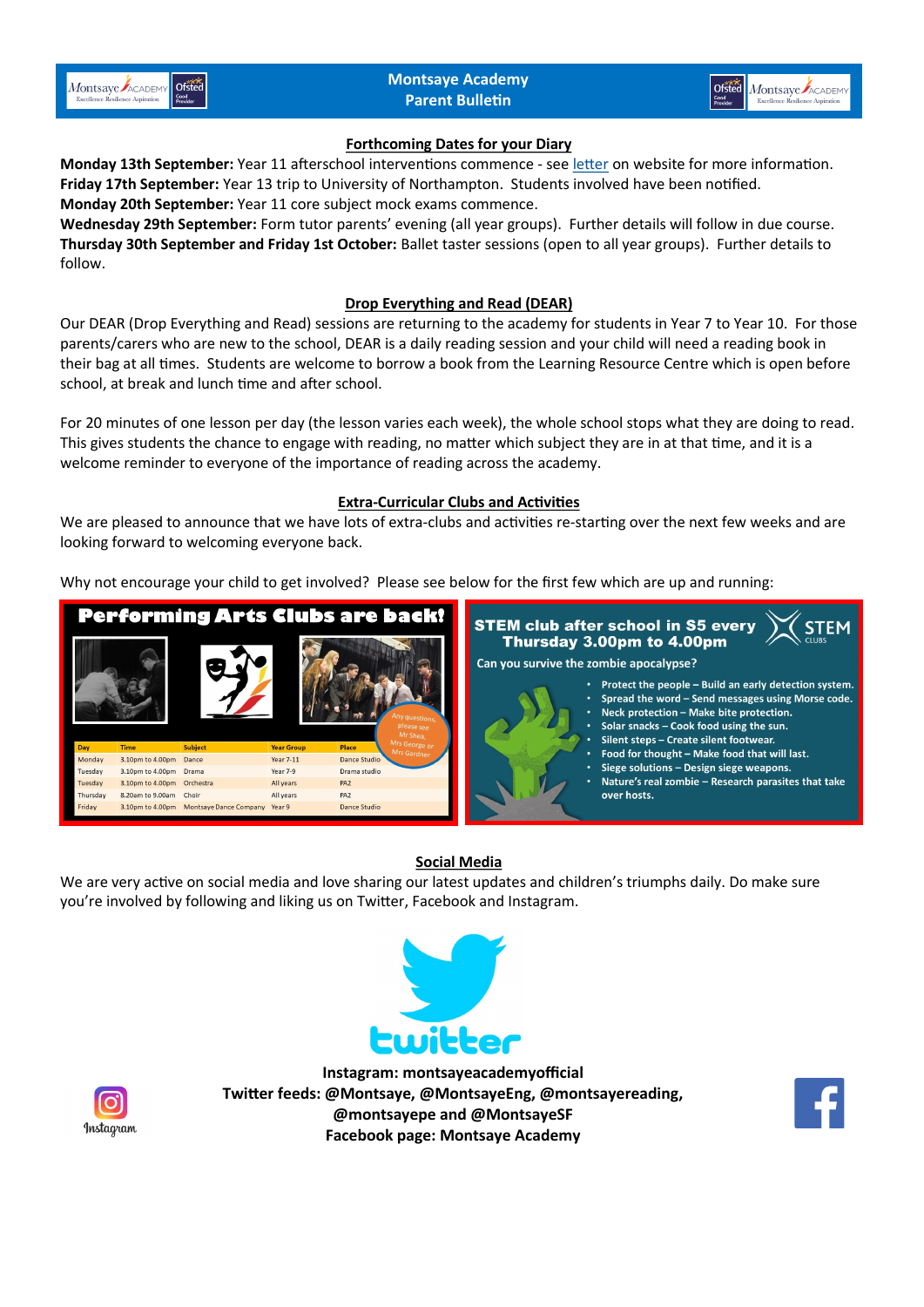**Montsaye Academy Parent Bulletin**

## Forthcoming Dates for your Diary

**Monday 13th September:** Year 11 afterschool interventions commence - see letter on website for more information.
**Friday 17th September:** Year 13 trip to University of Northampton. Students involved have been notified.
**Monday 20th September:** Year 11 core subject mock exams commence.
**Wednesday 29th September:** Form tutor parents' evening (all year groups). Further details will follow in due course.
**Thursday 30th September and Friday 1st October:** Ballet taster sessions (open to all year groups). Further details to follow.

## Drop Everything and Read (DEAR)

Our DEAR (Drop Everything and Read) sessions are returning to the academy for students in Year 7 to Year 10. For those parents/carers who are new to the school, DEAR is a daily reading session and your child will need a reading book in their bag at all times. Students are welcome to borrow a book from the Learning Resource Centre which is open before school, at break and lunch time and after school.

For 20 minutes of one lesson per day (the lesson varies each week), the whole school stops what they are doing to read. This gives students the chance to engage with reading, no matter which subject they are in at that time, and it is a welcome reminder to everyone of the importance of reading across the academy.

## Extra-Curricular Clubs and Activities

We are pleased to announce that we have lots of extra-clubs and activities re-starting over the next few weeks and are looking forward to welcoming everyone back.

Why not encourage your child to get involved? Please see below for the first few which are up and running:

**Performing Arts Clubs are back!**

Any questions, please see Mr Shea, Mrs George or Mrs Gardner

| Day | Time | Subject | Year Group | Place |
|---|---|---|---|---|
| Monday | 3.10pm to 4.00pm | Dance | Year 7-11 | Dance Studio |
| Tuesday | 3.10pm to 4.00pm | Drama | Year 7-9 | Drama studio |
| Tuesday | 3.10pm to 4.00pm | Orchestra | All years | PA2 |
| Thursday | 8.20am to 9.00am | Choir | All years | PA2 |
| Friday | 3.10pm to 4.00pm | Montsaye Dance Company | Year 9 | Dance Studio |

**STEM club after school in S5 every Thursday 3.00pm to 4.00pm**

Can you survive the zombie apocalypse?

- Protect the people – Build an early detection system.
- Spread the word – Send messages using Morse code.
- Neck protection – Make bite protection.
- Solar snacks – Cook food using the sun.
- Silent steps – Create silent footwear.
- Food for thought – Make food that will last.
- Siege solutions – Design siege weapons.
- Nature's real zombie – Research parasites that take over hosts.

## Social Media

We are very active on social media and love sharing our latest updates and children's triumphs daily. Do make sure you're involved by following and liking us on Twitter, Facebook and Instagram.

**Instagram: montsayeacademyofficial**
**Twitter feeds: @Montsaye, @MontsayeEng, @montsayereading, @montsayepe and @MontsayeSF**
**Facebook page: Montsaye Academy**